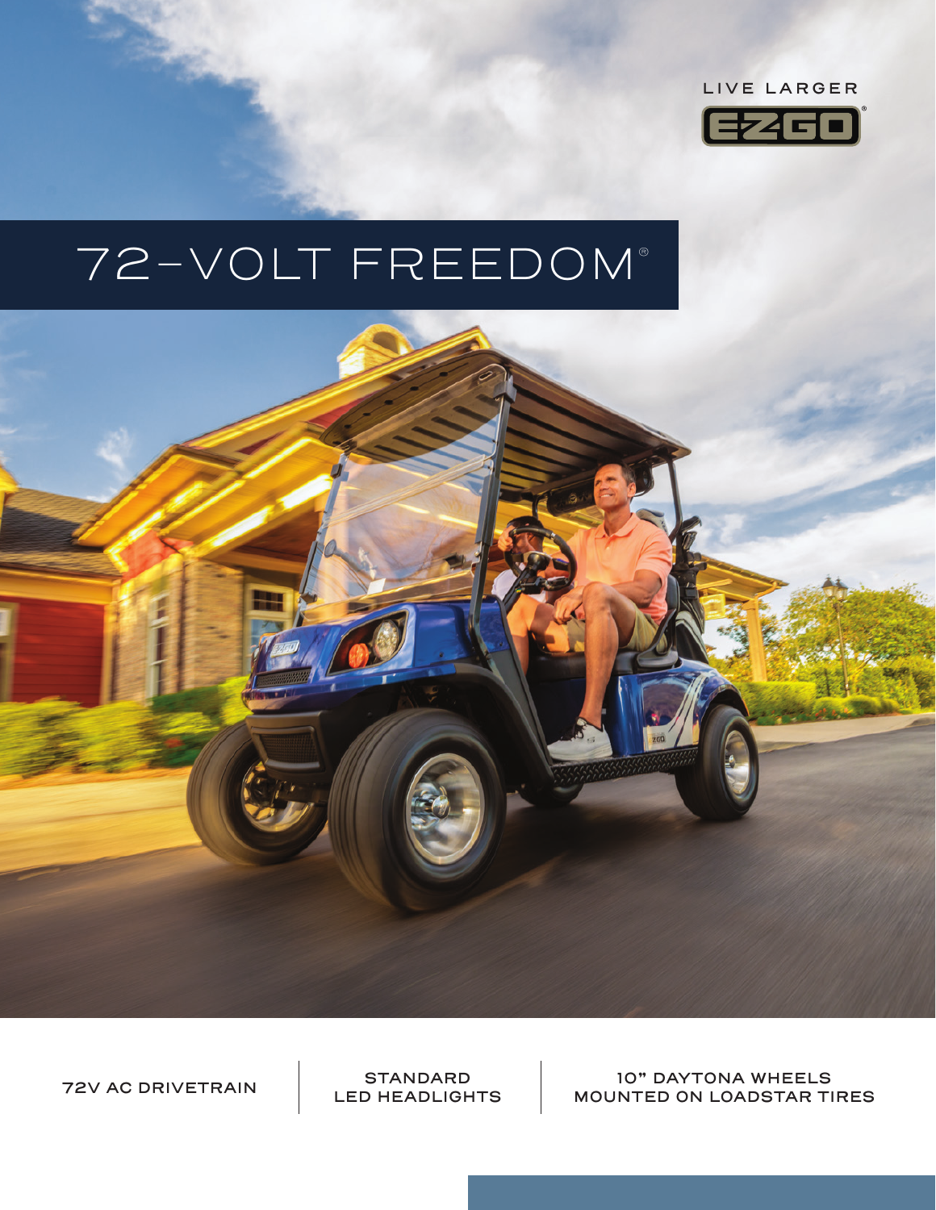LIVE LARGER

E-Z-GO®

# 72-VOLT FREEDOM®

72V AC DRIVETRAIN

STANDARD LED HEADLIGHTS

10" DAYTONA WHEELS MOUNTED ON LOADSTAR TIRES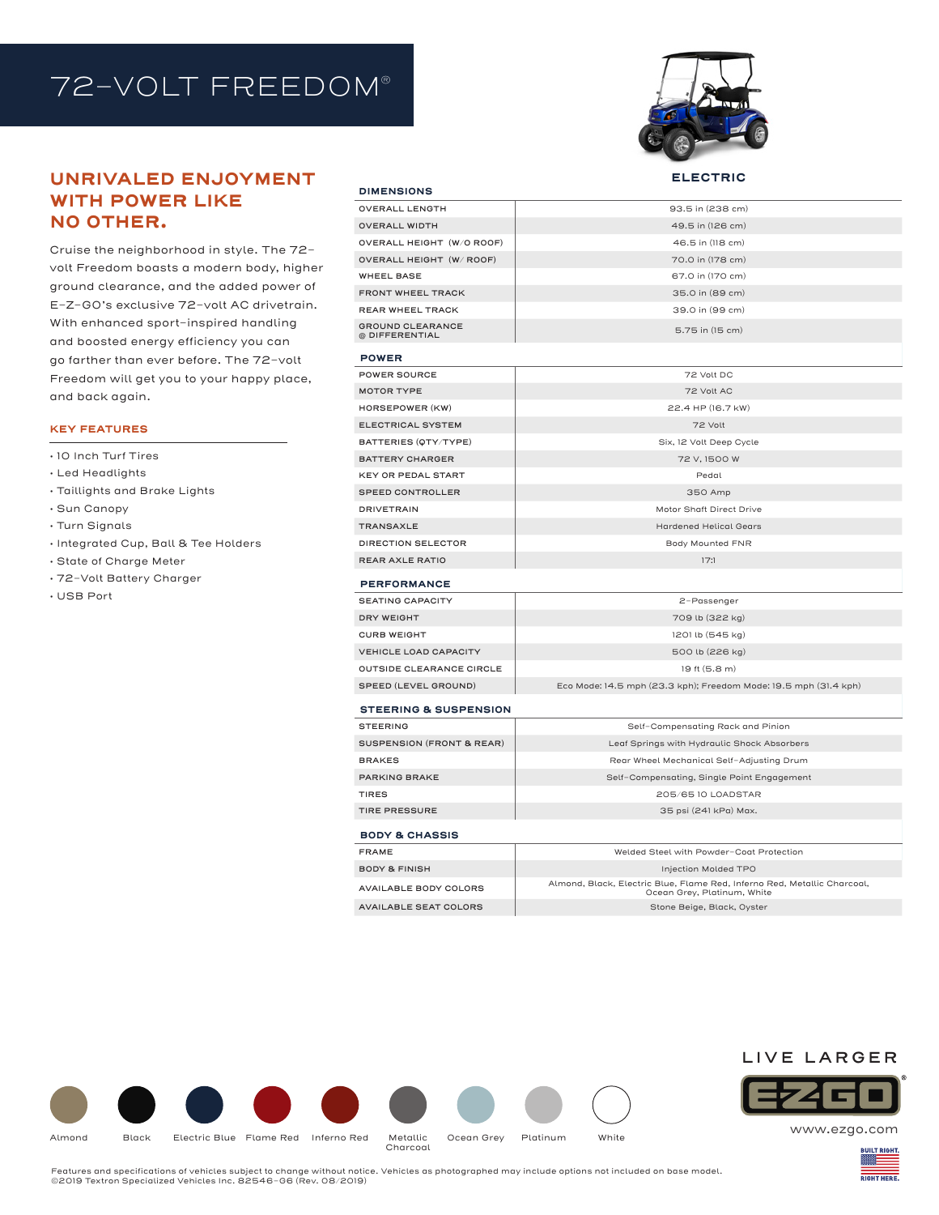# 72-VOLT FREEDOM®

## UNRIVALED ENJOYMENT WITH POWER LIKE NO OTHER.

Cruise the neighborhood in style. The 72-volt Freedom boasts a modern body, higher ground clearance, and the added power of E-Z-GO's exclusive 72-volt AC drivetrain. With enhanced sport-inspired handling and boosted energy efficiency you can go farther than ever before. The 72-volt Freedom will get you to your happy place, and back again.

### KEY FEATURES

- 10 Inch Turf Tires
- Led Headlights
- Taillights and Brake Lights
- Sun Canopy
- Turn Signals
- Integrated Cup, Ball & Tee Holders
- State of Charge Meter
- 72-Volt Battery Charger
- USB Port

| | ELECTRIC |
|---|---|
| **DIMENSIONS** | |
| OVERALL LENGTH | 93.5 in (238 cm) |
| OVERALL WIDTH | 49.5 in (126 cm) |
| OVERALL HEIGHT (W/O ROOF) | 46.5 in (118 cm) |
| OVERALL HEIGHT (W/ ROOF) | 70.0 in (178 cm) |
| WHEEL BASE | 67.0 in (170 cm) |
| FRONT WHEEL TRACK | 35.0 in (89 cm) |
| REAR WHEEL TRACK | 39.0 in (99 cm) |
| GROUND CLEARANCE @ DIFFERENTIAL | 5.75 in (15 cm) |
| **POWER** | |
| POWER SOURCE | 72 Volt DC |
| MOTOR TYPE | 72 Volt AC |
| HORSEPOWER (KW) | 22.4 HP (16.7 kW) |
| ELECTRICAL SYSTEM | 72 Volt |
| BATTERIES (QTY/TYPE) | Six, 12 Volt Deep Cycle |
| BATTERY CHARGER | 72 V, 1500 W |
| KEY OR PEDAL START | Pedal |
| SPEED CONTROLLER | 350 Amp |
| DRIVETRAIN | Motor Shaft Direct Drive |
| TRANSAXLE | Hardened Helical Gears |
| DIRECTION SELECTOR | Body Mounted FNR |
| REAR AXLE RATIO | 17:1 |
| **PERFORMANCE** | |
| SEATING CAPACITY | 2-Passenger |
| DRY WEIGHT | 709 lb (322 kg) |
| CURB WEIGHT | 1201 lb (545 kg) |
| VEHICLE LOAD CAPACITY | 500 lb (226 kg) |
| OUTSIDE CLEARANCE CIRCLE | 19 ft (5.8 m) |
| SPEED (LEVEL GROUND) | Eco Mode: 14.5 mph (23.3 kph); Freedom Mode: 19.5 mph (31.4 kph) |
| **STEERING & SUSPENSION** | |
| STEERING | Self-Compensating Rack and Pinion |
| SUSPENSION (FRONT & REAR) | Leaf Springs with Hydraulic Shock Absorbers |
| BRAKES | Rear Wheel Mechanical Self-Adjusting Drum |
| PARKING BRAKE | Self-Compensating, Single Point Engagement |
| TIRES | 205/65 10 LOADSTAR |
| TIRE PRESSURE | 35 psi (241 kPa) Max. |
| **BODY & CHASSIS** | |
| FRAME | Welded Steel with Powder-Coat Protection |
| BODY & FINISH | Injection Molded TPO |
| AVAILABLE BODY COLORS | Almond, Black, Electric Blue, Flame Red, Inferno Red, Metallic Charcoal, Ocean Grey, Platinum, White |
| AVAILABLE SEAT COLORS | Stone Beige, Black, Oyster |

Almond · Black · Electric Blue · Flame Red · Inferno Red · Metallic Charcoal · Ocean Grey · Platinum · White

LIVE LARGER

E-Z-GO®

www.ezgo.com

BUILT RIGHT. RIGHT HERE.

Features and specifications of vehicles subject to change without notice. Vehicles as photographed may include options not included on base model.
©2019 Textron Specialized Vehicles Inc. 82546-G6 (Rev. 08/2019)